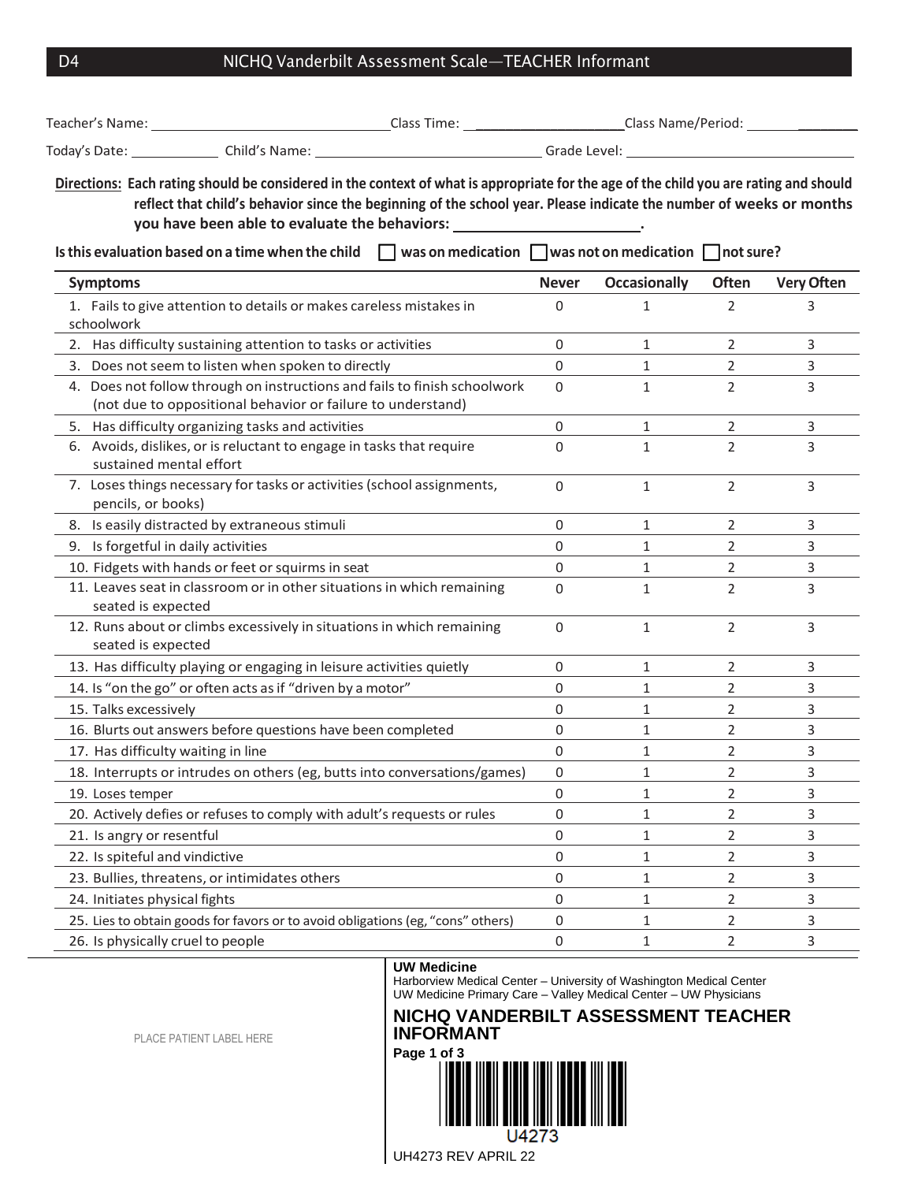# D4 NICHQ Vanderbilt Assessment Scale—TEACHER Informant

Teacher's Name: ______________________ Class Time: ____________________ Class Name/Period: ________

Today's Date: ____________ Child's Name: ______________________ Grade Level: ______________________

**Directions: Each rating should be considered in the context of what is appropriate for the age of the child you are rating and should reflect that child's behavior since the beginning of the school year. Please indicate the number of weeks or months you have been able to evaluate the behaviors: ______________________.**

**Is this evaluation based on a time when the child** ☐ **was on medication** ☐ **was not on medication** ☐ **not sure?**

| Symptoms | Never | Occasionally | Often | Very Often |
|---|---|---|---|---|
| 1. Fails to give attention to details or makes careless mistakes in schoolwork | 0 | 1 | 2 | 3 |
| 2. Has difficulty sustaining attention to tasks or activities | 0 | 1 | 2 | 3 |
| 3. Does not seem to listen when spoken to directly | 0 | 1 | 2 | 3 |
| 4. Does not follow through on instructions and fails to finish schoolwork (not due to oppositional behavior or failure to understand) | 0 | 1 | 2 | 3 |
| 5. Has difficulty organizing tasks and activities | 0 | 1 | 2 | 3 |
| 6. Avoids, dislikes, or is reluctant to engage in tasks that require sustained mental effort | 0 | 1 | 2 | 3 |
| 7. Loses things necessary for tasks or activities (school assignments, pencils, or books) | 0 | 1 | 2 | 3 |
| 8. Is easily distracted by extraneous stimuli | 0 | 1 | 2 | 3 |
| 9. Is forgetful in daily activities | 0 | 1 | 2 | 3 |
| 10. Fidgets with hands or feet or squirms in seat | 0 | 1 | 2 | 3 |
| 11. Leaves seat in classroom or in other situations in which remaining seated is expected | 0 | 1 | 2 | 3 |
| 12. Runs about or climbs excessively in situations in which remaining seated is expected | 0 | 1 | 2 | 3 |
| 13. Has difficulty playing or engaging in leisure activities quietly | 0 | 1 | 2 | 3 |
| 14. Is "on the go" or often acts as if "driven by a motor" | 0 | 1 | 2 | 3 |
| 15. Talks excessively | 0 | 1 | 2 | 3 |
| 16. Blurts out answers before questions have been completed | 0 | 1 | 2 | 3 |
| 17. Has difficulty waiting in line | 0 | 1 | 2 | 3 |
| 18. Interrupts or intrudes on others (eg, butts into conversations/games) | 0 | 1 | 2 | 3 |
| 19. Loses temper | 0 | 1 | 2 | 3 |
| 20. Actively defies or refuses to comply with adult's requests or rules | 0 | 1 | 2 | 3 |
| 21. Is angry or resentful | 0 | 1 | 2 | 3 |
| 22. Is spiteful and vindictive | 0 | 1 | 2 | 3 |
| 23. Bullies, threatens, or intimidates others | 0 | 1 | 2 | 3 |
| 24. Initiates physical fights | 0 | 1 | 2 | 3 |
| 25. Lies to obtain goods for favors or to avoid obligations (eg, "cons" others) | 0 | 1 | 2 | 3 |
| 26. Is physically cruel to people | 0 | 1 | 2 | 3 |

PLACE PATIENT LABEL HERE

**UW Medicine**
Harborview Medical Center – University of Washington Medical Center
UW Medicine Primary Care – Valley Medical Center – UW Physicians

**NICHQ VANDERBILT ASSESSMENT TEACHER INFORMANT**

U4273

UH4273 REV APRIL 22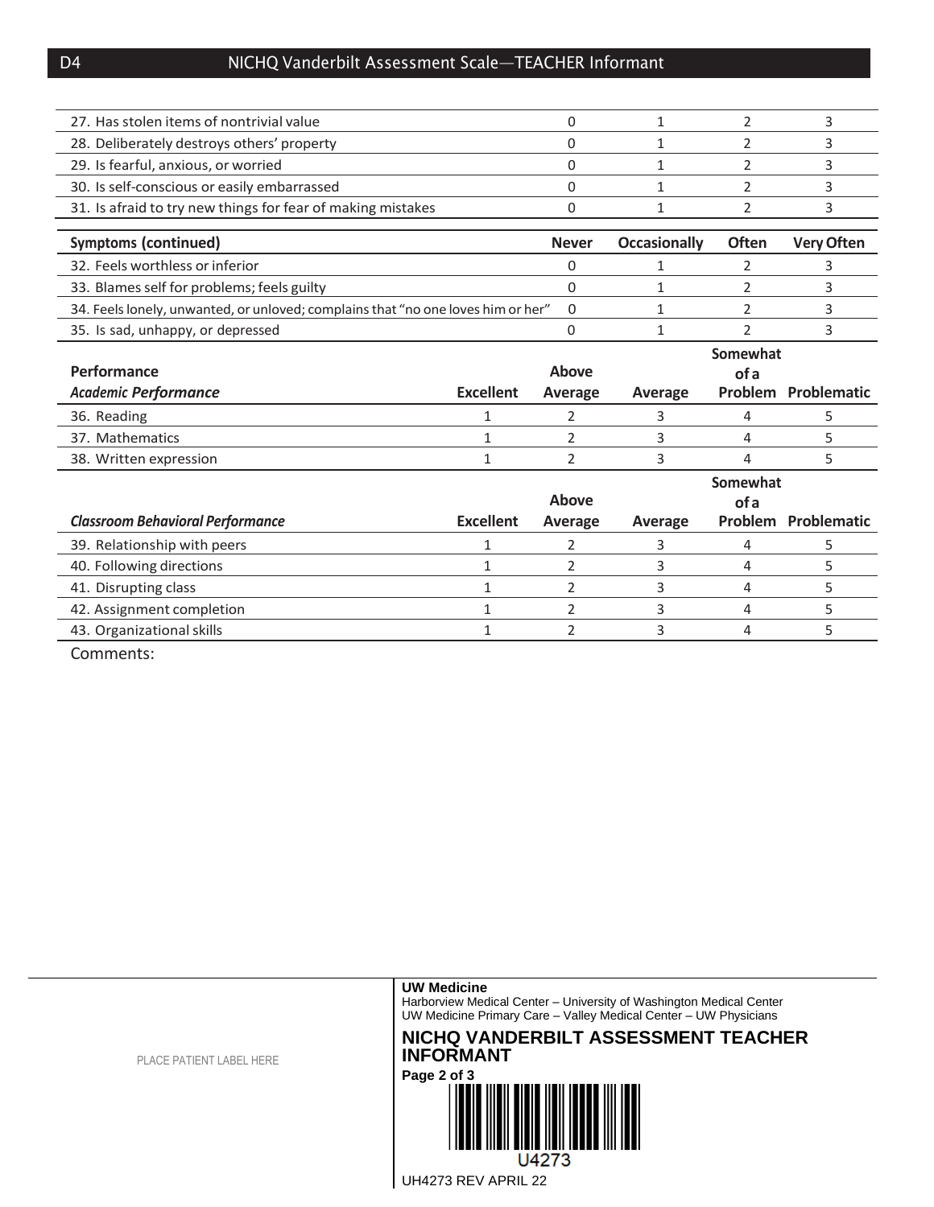| | Never | Occasionally | Often | Very Often |
|---|---|---|---|---|
| 27. Has stolen items of nontrivial value | 0 | 1 | 2 | 3 |
| 28. Deliberately destroys others' property | 0 | 1 | 2 | 3 |
| 29. Is fearful, anxious, or worried | 0 | 1 | 2 | 3 |
| 30. Is self-conscious or easily embarrassed | 0 | 1 | 2 | 3 |
| 31. Is afraid to try new things for fear of making mistakes | 0 | 1 | 2 | 3 |

| **Symptoms (continued)** | **Never** | **Occasionally** | **Often** | **Very Often** |
|---|---|---|---|---|
| 32. Feels worthless or inferior | 0 | 1 | 2 | 3 |
| 33. Blames self for problems; feels guilty | 0 | 1 | 2 | 3 |
| 34. Feels lonely, unwanted, or unloved; complains that "no one loves him or her" | 0 | 1 | 2 | 3 |
| 35. Is sad, unhappy, or depressed | 0 | 1 | 2 | 3 |

| **Performance** *Academic Performance* | **Excellent** | **Above Average** | **Average** | **Somewhat of a Problem** | **Problematic** |
|---|---|---|---|---|---|
| 36. Reading | 1 | 2 | 3 | 4 | 5 |
| 37. Mathematics | 1 | 2 | 3 | 4 | 5 |
| 38. Written expression | 1 | 2 | 3 | 4 | 5 |

| ***Classroom Behavioral Performance*** | **Excellent** | **Above Average** | **Average** | **Somewhat of a Problem** | **Problematic** |
|---|---|---|---|---|---|
| 39. Relationship with peers | 1 | 2 | 3 | 4 | 5 |
| 40. Following directions | 1 | 2 | 3 | 4 | 5 |
| 41. Disrupting class | 1 | 2 | 3 | 4 | 5 |
| 42. Assignment completion | 1 | 2 | 3 | 4 | 5 |
| 43. Organizational skills | 1 | 2 | 3 | 4 | 5 |

Comments:

PLACE PATIENT LABEL HERE

**UW Medicine**
Harborview Medical Center – University of Washington Medical Center
UW Medicine Primary Care – Valley Medical Center – UW Physicians

**NICHQ VANDERBILT ASSESSMENT TEACHER INFORMANT**

U4273

UH4273 REV APRIL 22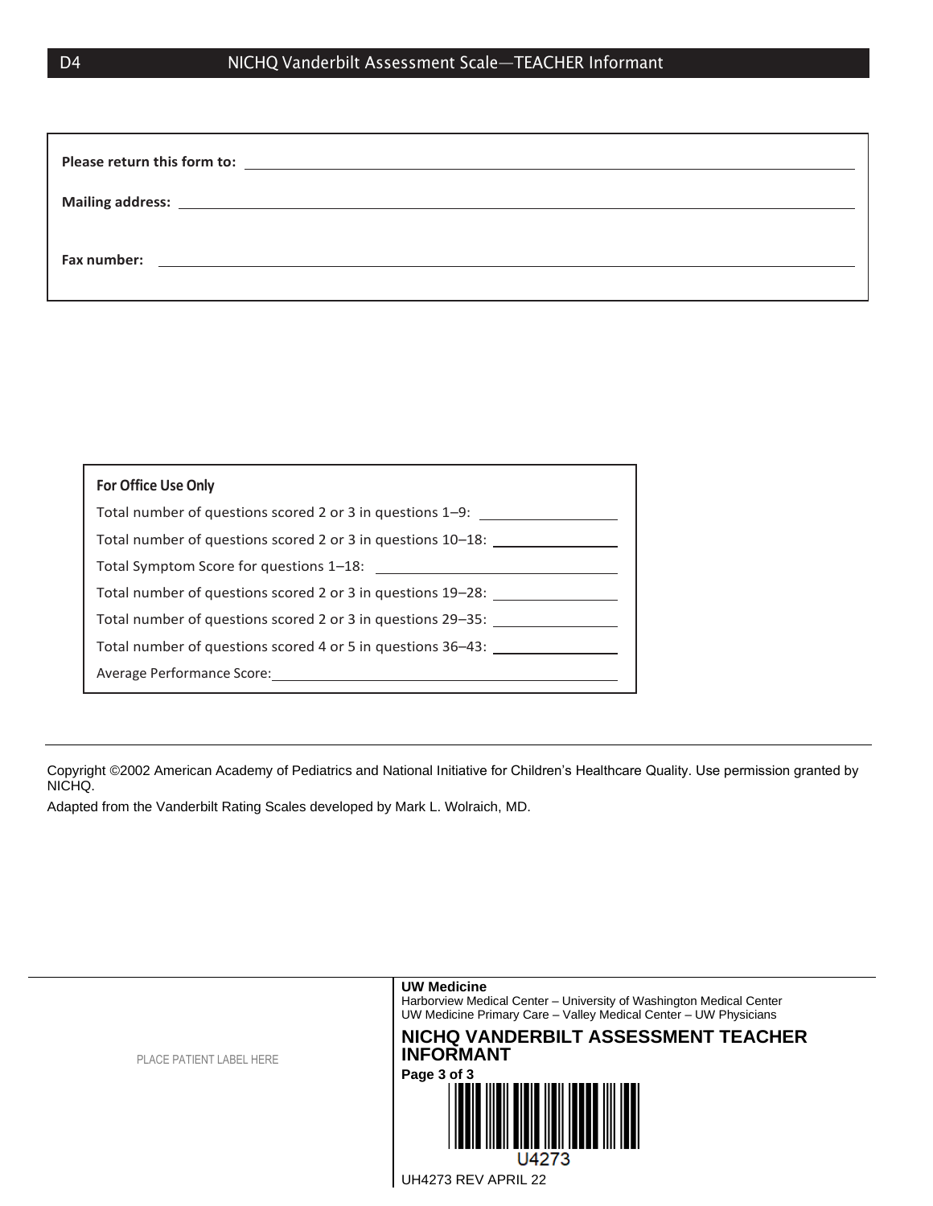**Please return this form to:** ______________________________

**Mailing address:** ______________________________

**Fax number:** ______________________________

**For Office Use Only**

Total number of questions scored 2 or 3 in questions 1–9: ______________

Total number of questions scored 2 or 3 in questions 10–18: ______________

Total Symptom Score for questions 1–18: ______________

Total number of questions scored 2 or 3 in questions 19–28: ______________

Total number of questions scored 2 or 3 in questions 29–35: ______________

Total number of questions scored 4 or 5 in questions 36–43: ______________

Average Performance Score: ______________

Copyright ©2002 American Academy of Pediatrics and National Initiative for Children's Healthcare Quality. Use permission granted by NICHQ.

Adapted from the Vanderbilt Rating Scales developed by Mark L. Wolraich, MD.

PLACE PATIENT LABEL HERE

**UW Medicine**
Harborview Medical Center – University of Washington Medical Center
UW Medicine Primary Care – Valley Medical Center – UW Physicians

**NICHQ VANDERBILT ASSESSMENT TEACHER INFORMANT**

U4273

UH4273 REV APRIL 22